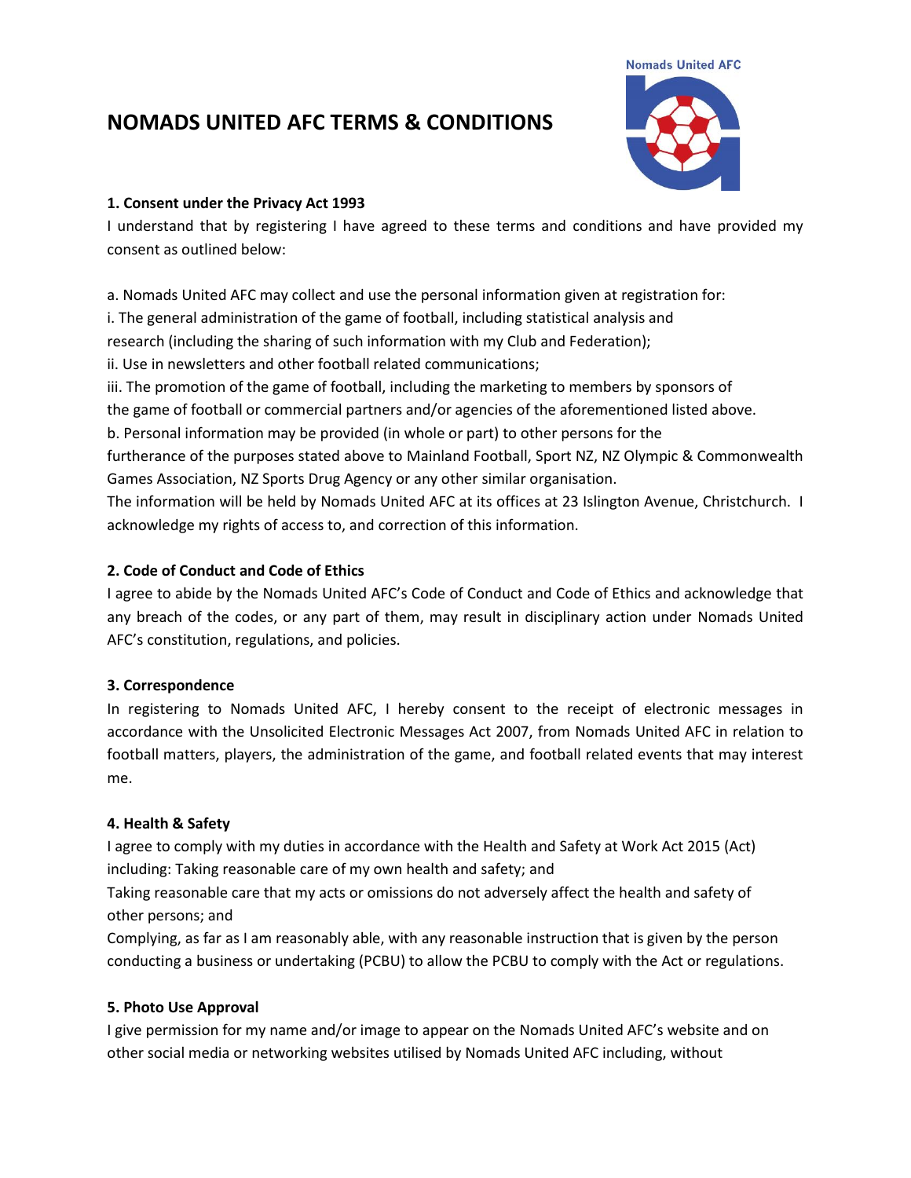# NOMADS UNITED AFC TERMS & CONDITIONS

### 1. Consent under the Privacy Act 1993

I understand that by registering I have agreed to these terms and conditions and have provided my consent as outlined below:

a. Nomads United AFC may collect and use the personal information given at registration for:
i. The general administration of the game of football, including statistical analysis and research (including the sharing of such information with my Club and Federation);
ii. Use in newsletters and other football related communications;
iii. The promotion of the game of football, including the marketing to members by sponsors of the game of football or commercial partners and/or agencies of the aforementioned listed above.
b. Personal information may be provided (in whole or part) to other persons for the furtherance of the purposes stated above to Mainland Football, Sport NZ, NZ Olympic & Commonwealth Games Association, NZ Sports Drug Agency or any other similar organisation.
The information will be held by Nomads United AFC at its offices at 23 Islington Avenue, Christchurch. I acknowledge my rights of access to, and correction of this information.

### 2. Code of Conduct and Code of Ethics

I agree to abide by the Nomads United AFC's Code of Conduct and Code of Ethics and acknowledge that any breach of the codes, or any part of them, may result in disciplinary action under Nomads United AFC's constitution, regulations, and policies.

### 3. Correspondence

In registering to Nomads United AFC, I hereby consent to the receipt of electronic messages in accordance with the Unsolicited Electronic Messages Act 2007, from Nomads United AFC in relation to football matters, players, the administration of the game, and football related events that may interest me.

### 4. Health & Safety

I agree to comply with my duties in accordance with the Health and Safety at Work Act 2015 (Act) including: Taking reasonable care of my own health and safety; and
Taking reasonable care that my acts or omissions do not adversely affect the health and safety of other persons; and
Complying, as far as I am reasonably able, with any reasonable instruction that is given by the person conducting a business or undertaking (PCBU) to allow the PCBU to comply with the Act or regulations.

### 5. Photo Use Approval

I give permission for my name and/or image to appear on the Nomads United AFC's website and on other social media or networking websites utilised by Nomads United AFC including, without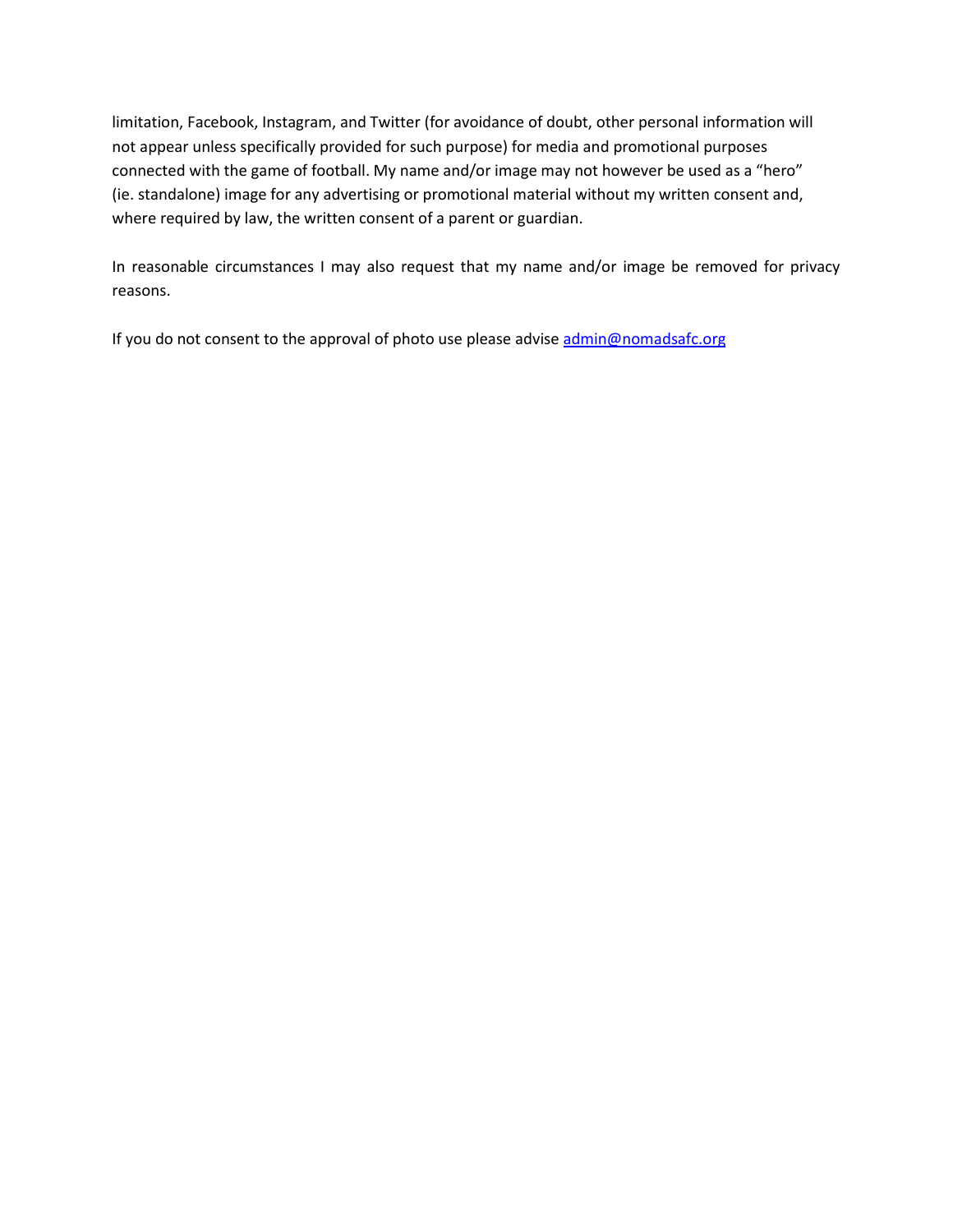limitation, Facebook, Instagram, and Twitter (for avoidance of doubt, other personal information will not appear unless specifically provided for such purpose) for media and promotional purposes connected with the game of football. My name and/or image may not however be used as a "hero" (ie. standalone) image for any advertising or promotional material without my written consent and, where required by law, the written consent of a parent or guardian.

In reasonable circumstances I may also request that my name and/or image be removed for privacy reasons.

If you do not consent to the approval of photo use please advise admin@nomadsafc.org